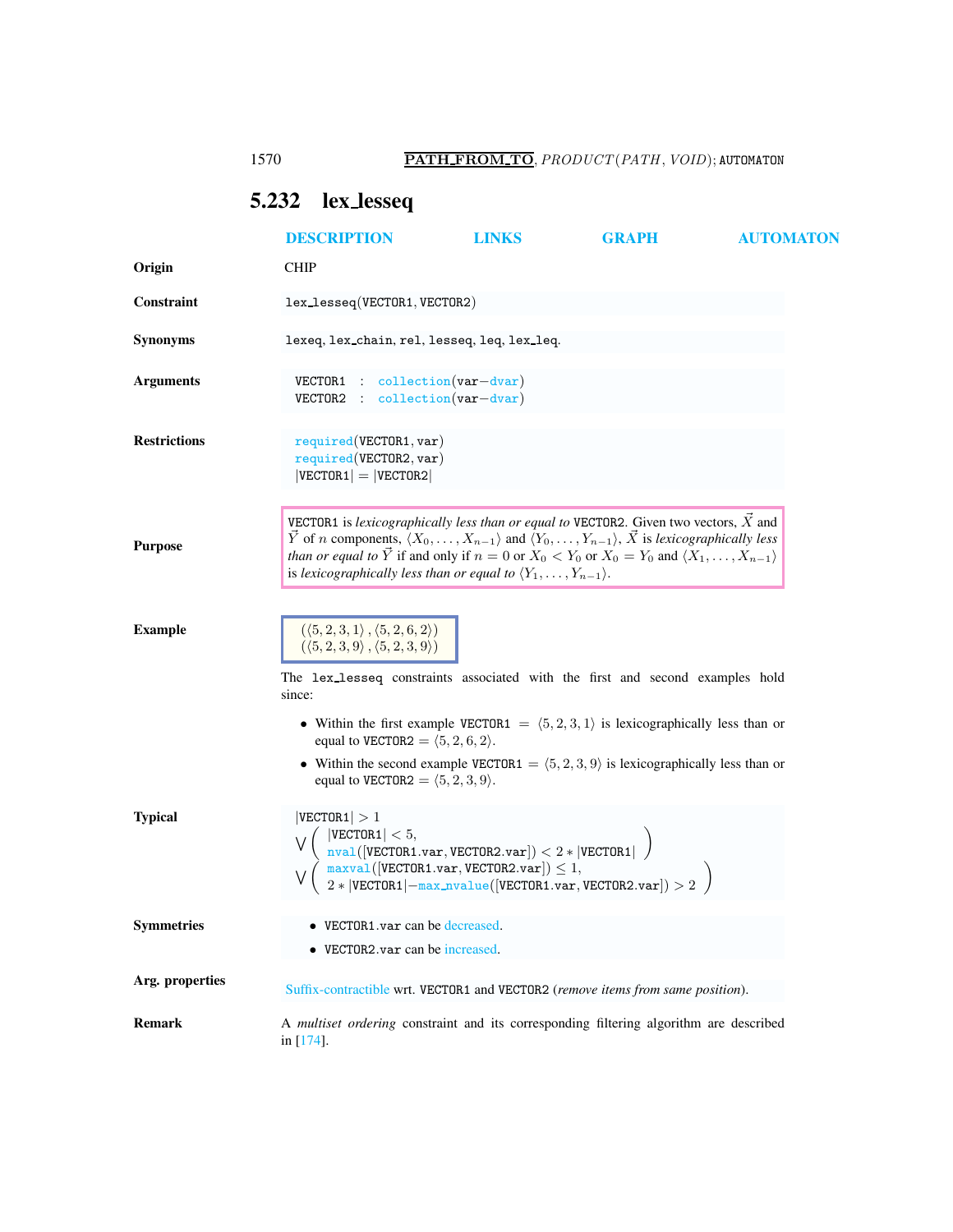## 5.232 lex_lesseq

DESCRIPTION LINKS GRAPH AUTOMATON

**Origin**

CHIP

**Constraint**

lex_lesseq(VECTOR1, VECTOR2)

**Synonyms**

lexeq, lex_chain, rel, lesseq, leq, lex_leq.

**Arguments**

VECTOR1 : collection(var−dvar)
VECTOR2 : collection(var−dvar)

**Restrictions**

required(VECTOR1, var)
required(VECTOR2, var)
|VECTOR1| = |VECTOR2|

**Purpose**

VECTOR1 is *lexicographically less than or equal to* VECTOR2. Given two vectors, $\vec{X}$ and $\vec{Y}$ of $n$ components, $\langle X_0, \ldots, X_{n-1}\rangle$ and $\langle Y_0, \ldots, Y_{n-1}\rangle$, $\vec{X}$ is *lexicographically less than or equal to* $\vec{Y}$ if and only if $n = 0$ or $X_0 < Y_0$ or $X_0 = Y_0$ and $\langle X_1, \ldots, X_{n-1}\rangle$ is *lexicographically less than or equal to* $\langle Y_1, \ldots, Y_{n-1}\rangle$.

**Example**

$(\langle 5,2,3,1\rangle, \langle 5,2,6,2\rangle)$
$(\langle 5,2,3,9\rangle, \langle 5,2,3,9\rangle)$

The lex_lesseq constraints associated with the first and second examples hold since:

- Within the first example VECTOR1 = $\langle 5,2,3,1\rangle$ is lexicographically less than or equal to VECTOR2 = $\langle 5,2,6,2\rangle$.
- Within the second example VECTOR1 = $\langle 5,2,3,9\rangle$ is lexicographically less than or equal to VECTOR2 = $\langle 5,2,3,9\rangle$.

**Typical**

$$
\begin{array}{l}
|\texttt{VECTOR1}| > 1 \\
\bigvee\left(\begin{array}{l}|\texttt{VECTOR1}| < 5, \\ \texttt{nval}([\texttt{VECTOR1.var}, \texttt{VECTOR2.var}]) < 2 * |\texttt{VECTOR1}|\end{array}\right) \\
\bigvee\left(\begin{array}{l}\texttt{maxval}([\texttt{VECTOR1.var}, \texttt{VECTOR2.var}]) \leq 1, \\ 2 * |\texttt{VECTOR1}| - \texttt{max\_nvalue}([\texttt{VECTOR1.var}, \texttt{VECTOR2.var}]) > 2\end{array}\right)
\end{array}
$$

**Symmetries**

- VECTOR1.var can be decreased.
- VECTOR2.var can be increased.

**Arg. properties**

Suffix-contractible wrt. VECTOR1 and VECTOR2 (*remove items from same position*).

**Remark**

A *multiset ordering* constraint and its corresponding filtering algorithm are described in [174].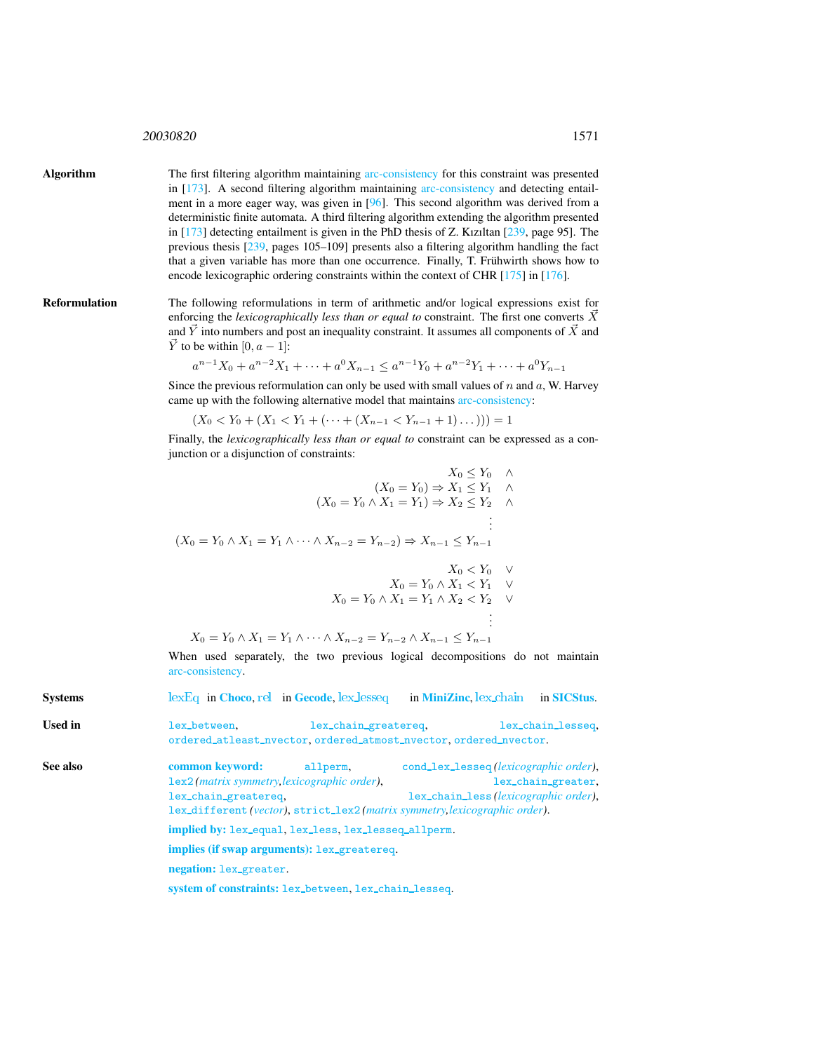**Algorithm** The first filtering algorithm maintaining arc-consistency for this constraint was presented in [173]. A second filtering algorithm maintaining arc-consistency and detecting entailment in a more eager way, was given in [96]. This second algorithm was derived from a deterministic finite automata. A third filtering algorithm extending the algorithm presented in [173] detecting entailment is given in the PhD thesis of Z. Kızıltan [239, page 95]. The previous thesis [239, pages 105–109] presents also a filtering algorithm handling the fact that a given variable has more than one occurrence. Finally, T. Frühwirth shows how to encode lexicographic ordering constraints within the context of CHR [175] in [176].

**Reformulation** The following reformulations in term of arithmetic and/or logical expressions exist for enforcing the *lexicographically less than or equal to* constraint. The first one converts $\vec{X}$ and $\vec{Y}$ into numbers and post an inequality constraint. It assumes all components of $\vec{X}$ and $\vec{Y}$ to be within $[0, a-1]$:

$$a^{n-1}X_0 + a^{n-2}X_1 + \cdots + a^0X_{n-1} \leq a^{n-1}Y_0 + a^{n-2}Y_1 + \cdots + a^0Y_{n-1}$$

Since the previous reformulation can only be used with small values of $n$ and $a$, W. Harvey came up with the following alternative model that maintains arc-consistency:

$$(X_0 < Y_0 + (X_1 < Y_1 + (\cdots + (X_{n-1} < Y_{n-1} + 1)\dots))) = 1$$

Finally, the *lexicographically less than or equal to* constraint can be expressed as a conjunction or a disjunction of constraints:

$$\begin{array}{rl}
X_0 \leq Y_0 & \wedge \\
(X_0 = Y_0) \Rightarrow X_1 \leq Y_1 & \wedge \\
(X_0 = Y_0 \wedge X_1 = Y_1) \Rightarrow X_2 \leq Y_2 & \wedge \\
\vdots & \\
(X_0 = Y_0 \wedge X_1 = Y_1 \wedge \cdots \wedge X_{n-2} = Y_{n-2}) \Rightarrow X_{n-1} \leq Y_{n-1} &
\end{array}$$

$$\begin{array}{rl}
X_0 < Y_0 & \vee \\
X_0 = Y_0 \wedge X_1 < Y_1 & \vee \\
X_0 = Y_0 \wedge X_1 = Y_1 \wedge X_2 < Y_2 & \vee \\
\vdots & \\
X_0 = Y_0 \wedge X_1 = Y_1 \wedge \cdots \wedge X_{n-2} = Y_{n-2} \wedge X_{n-1} \leq Y_{n-1} &
\end{array}$$

When used separately, the two previous logical decompositions do not maintain arc-consistency.

**Systems** lexEq in **Choco**, rel in **Gecode**, lex_lesseq in **MiniZinc**, lex_chain in **SICStus**.

**Used in** `lex_between`, `lex_chain_greatereq`, `lex_chain_lesseq`, `ordered_atleast_nvector`, `ordered_atmost_nvector`, `ordered_nvector`.

**See also** **common keyword:** `allperm`, `cond_lex_lesseq` *(lexicographic order)*, `lex2` *(matrix symmetry, lexicographic order)*, `lex_chain_greater`, `lex_chain_greatereq`, `lex_chain_less` *(lexicographic order)*, `lex_different` *(vector)*, `strict_lex2` *(matrix symmetry, lexicographic order)*.

**implied by:** `lex_equal`, `lex_less`, `lex_lesseq_allperm`.

**implies (if swap arguments):** `lex_greatereq`.

**negation:** `lex_greater`.

**system of constraints:** `lex_between`, `lex_chain_lesseq`.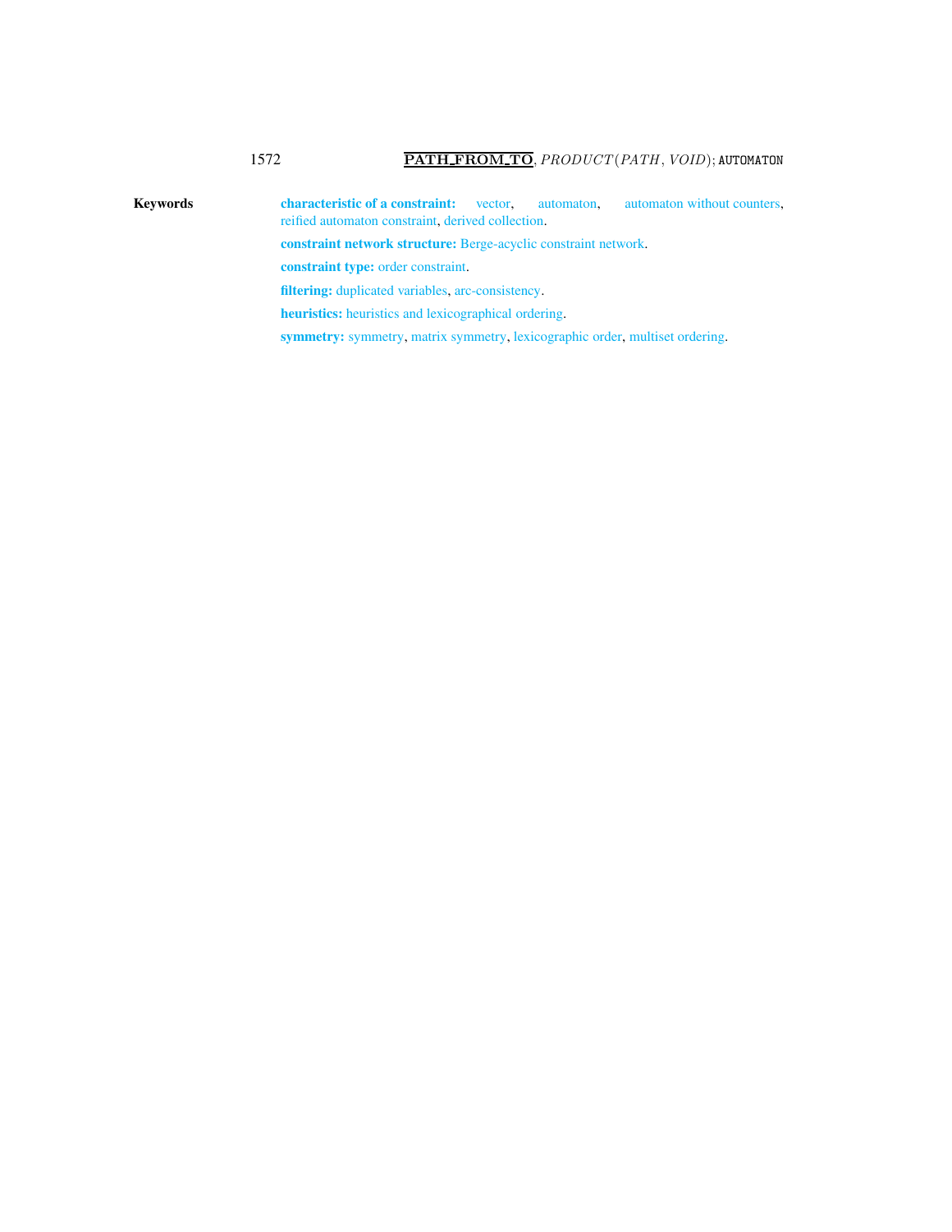**Keywords**

**characteristic of a constraint:** vector, automaton, automaton without counters, reified automaton constraint, derived collection.

**constraint network structure:** Berge-acyclic constraint network.

**constraint type:** order constraint.

**filtering:** duplicated variables, arc-consistency.

**heuristics:** heuristics and lexicographical ordering.

**symmetry:** symmetry, matrix symmetry, lexicographic order, multiset ordering.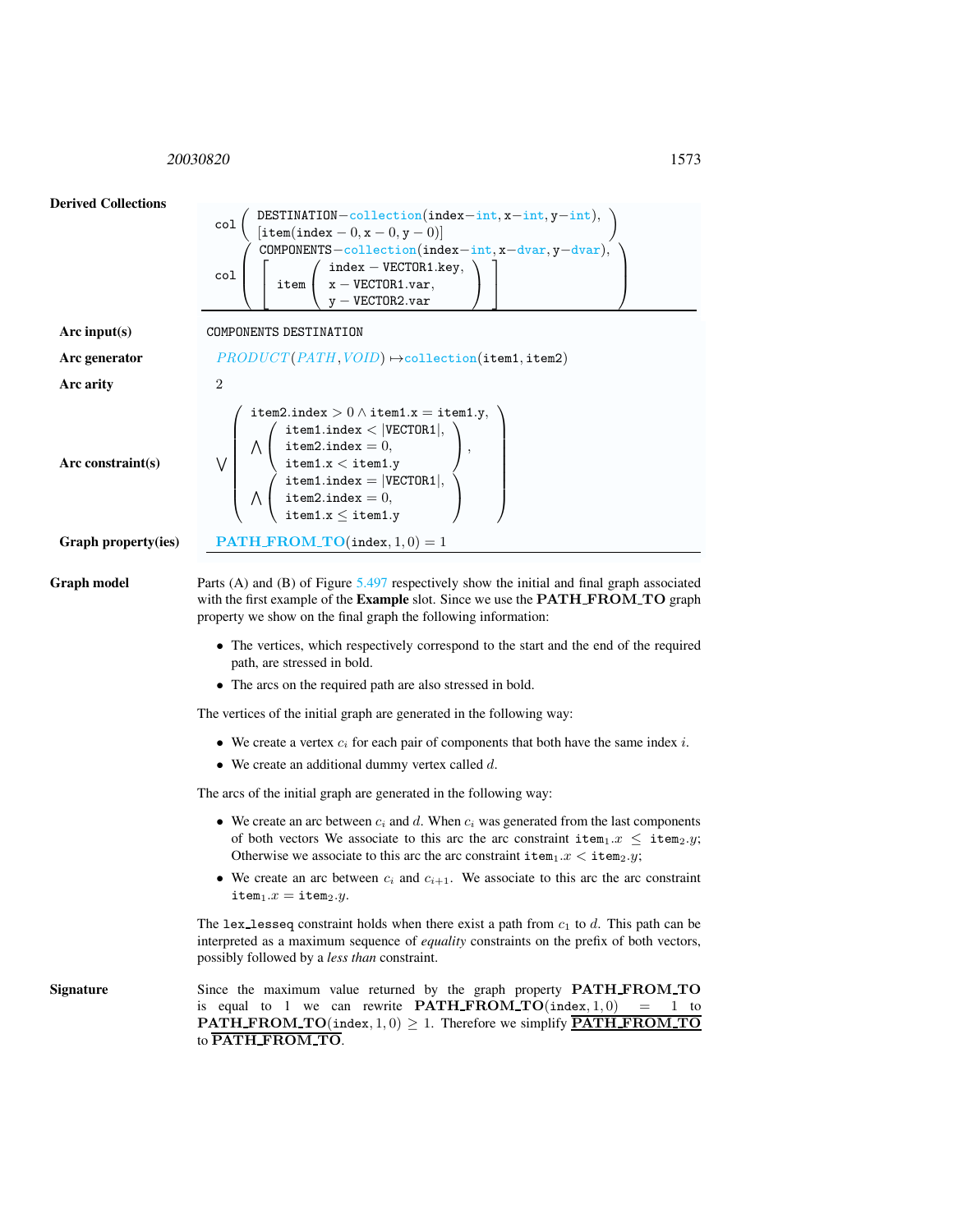**Derived Collections**

$$\texttt{col}\left(\begin{array}{l}\texttt{DESTINATION}-\texttt{collection}(\texttt{index}-\texttt{int},\texttt{x}-\texttt{int},\texttt{y}-\texttt{int}),\\ \left[\texttt{item}(\texttt{index}-0,\texttt{x}-0,\texttt{y}-0)\right]\end{array}\right)$$

$$\texttt{col}\left(\begin{array}{l}\texttt{COMPONENTS}-\texttt{collection}(\texttt{index}-\texttt{int},\texttt{x}-\texttt{dvar},\texttt{y}-\texttt{dvar}),\\ \left[\texttt{item}\left(\begin{array}{l}\texttt{index}-\texttt{VECTOR1.key},\\ \texttt{x}-\texttt{VECTOR1.var},\\ \texttt{y}-\texttt{VECTOR2.var}\end{array}\right)\right]\end{array}\right)$$

**Arc input(s)**

COMPONENTS DESTINATION

**Arc generator**

$PRODUCT(PATH, VOID) \mapsto \texttt{collection}(\texttt{item1},\texttt{item2})$

**Arc arity**

2

**Arc constraint(s)**

$$\bigvee\left(\begin{array}{l}\texttt{item2.index} > 0 \wedge \texttt{item1.x} = \texttt{item1.y},\\ \bigwedge\left(\begin{array}{l}\texttt{item1.index} < |\texttt{VECTOR1}|,\\ \texttt{item2.index} = 0,\\ \texttt{item1.x} < \texttt{item1.y}\end{array}\right),\\ \bigwedge\left(\begin{array}{l}\texttt{item1.index} = |\texttt{VECTOR1}|,\\ \texttt{item2.index} = 0,\\ \texttt{item1.x} \leq \texttt{item1.y}\end{array}\right)\end{array}\right)$$

**Graph property(ies)**

$\mathbf{PATH\_FROM\_TO}(\texttt{index}, 1, 0) = 1$

**Graph model**

Parts (A) and (B) of Figure 5.497 respectively show the initial and final graph associated with the first example of the **Example** slot. Since we use the **PATH_FROM_TO** graph property we show on the final graph the following information:

- The vertices, which respectively correspond to the start and the end of the required path, are stressed in bold.
- The arcs on the required path are also stressed in bold.

The vertices of the initial graph are generated in the following way:

- We create a vertex $c_i$ for each pair of components that both have the same index $i$.
- We create an additional dummy vertex called $d$.

The arcs of the initial graph are generated in the following way:

- We create an arc between $c_i$ and $d$. When $c_i$ was generated from the last components of both vectors We associate to this arc the arc constraint $\texttt{item}_1.x \leq \texttt{item}_2.y$; Otherwise we associate to this arc the arc constraint $\texttt{item}_1.x < \texttt{item}_2.y$;
- We create an arc between $c_i$ and $c_{i+1}$. We associate to this arc the arc constraint $\texttt{item}_1.x = \texttt{item}_2.y$.

The lex_lesseq constraint holds when there exist a path from $c_1$ to $d$. This path can be interpreted as a maximum sequence of *equality* constraints on the prefix of both vectors, possibly followed by a *less than* constraint.

**Signature**

Since the maximum value returned by the graph property **PATH_FROM_TO** is equal to 1 we can rewrite $\mathbf{PATH\_FROM\_TO}(\texttt{index}, 1, 0) = 1$ to $\mathbf{PATH\_FROM\_TO}(\texttt{index}, 1, 0) \geq 1$. Therefore we simplify $\underline{\overline{\mathbf{PATH\_FROM\_TO}}}$ to $\overline{\mathbf{PATH\_FROM\_TO}}$.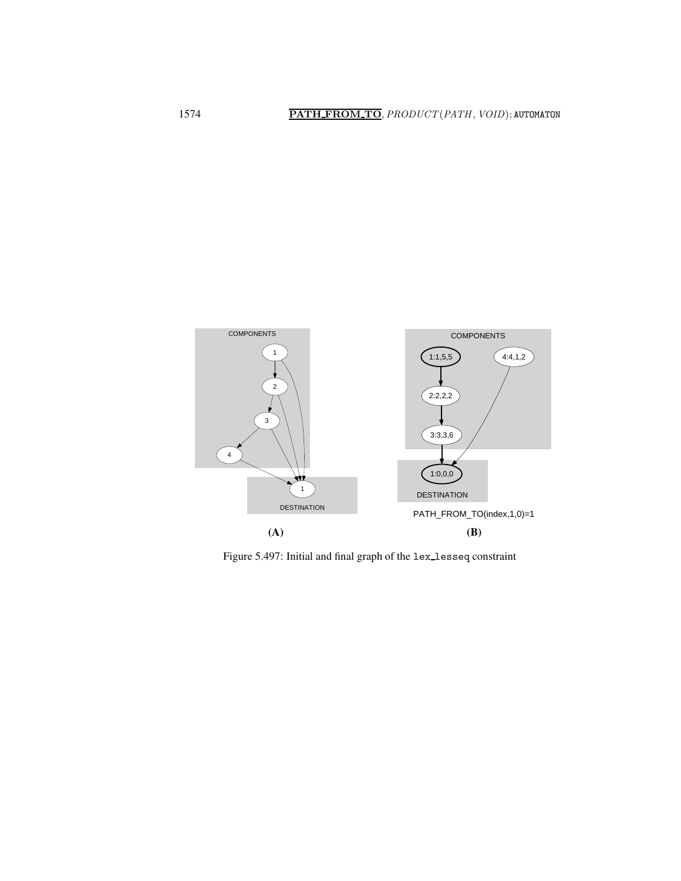Figure 5.497: Initial and final graph of the `lex_lesseq` constraint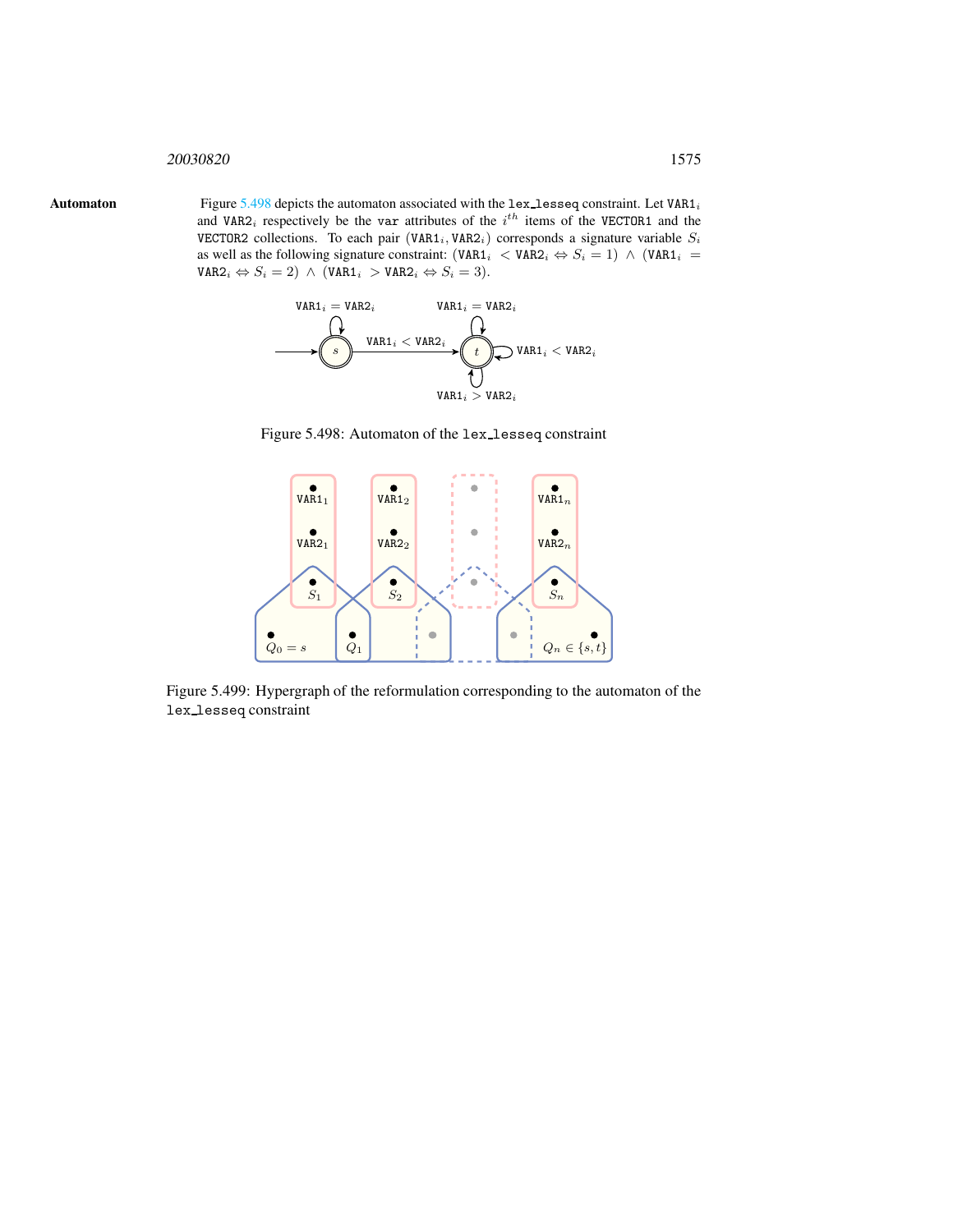**Automaton** Figure 5.498 depicts the automaton associated with the `lex_lesseq` constraint. Let $\texttt{VAR1}_i$ and $\texttt{VAR2}_i$ respectively be the `var` attributes of the $i^{th}$ items of the `VECTOR1` and the `VECTOR2` collections. To each pair $(\texttt{VAR1}_i, \texttt{VAR2}_i)$ corresponds a signature variable $S_i$ as well as the following signature constraint: $(\texttt{VAR1}_i < \texttt{VAR2}_i \Leftrightarrow S_i = 1) \wedge (\texttt{VAR1}_i = \texttt{VAR2}_i \Leftrightarrow S_i = 2) \wedge (\texttt{VAR1}_i > \texttt{VAR2}_i \Leftrightarrow S_i = 3)$.

$\texttt{VAR1}_i = \texttt{VAR2}_i$

$\texttt{VAR1}_i < \texttt{VAR2}_i$

$\texttt{VAR1}_i = \texttt{VAR2}_i$

$\texttt{VAR1}_i < \texttt{VAR2}_i$

$\texttt{VAR1}_i > \texttt{VAR2}_i$

$s$

$t$

Figure 5.498: Automaton of the `lex_lesseq` constraint

$\texttt{VAR1}_1$ $\texttt{VAR2}_1$ $S_1$

$\texttt{VAR1}_2$ $\texttt{VAR2}_2$ $S_2$

$\texttt{VAR1}_n$ $\texttt{VAR2}_n$ $S_n$

$Q_0 = s$

$Q_1$

$Q_n \in \{s, t\}$

Figure 5.499: Hypergraph of the reformulation corresponding to the automaton of the `lex_lesseq` constraint